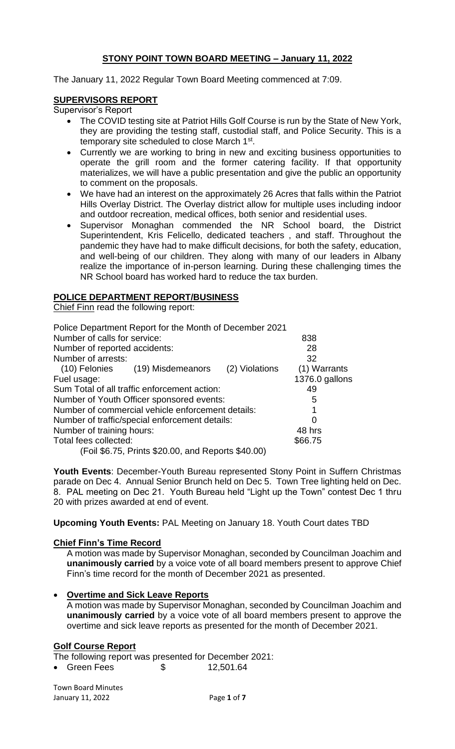# STONY POINT TOWN BOARD MEETING – January 11, 2022

The January 11, 2022 Regular Town Board Meeting commenced at 7:09.

## SUPERVISORS REPORT

Supervisor's Report

- The COVID testing site at Patriot Hills Golf Course is run by the State of New York, they are providing the testing staff, custodial staff, and Police Security. This is a temporary site scheduled to close March 1st.
- Currently we are working to bring in new and exciting business opportunities to operate the grill room and the former catering facility. If that opportunity materializes, we will have a public presentation and give the public an opportunity to comment on the proposals.
- We have had an interest on the approximately 26 Acres that falls within the Patriot Hills Overlay District. The Overlay district allow for multiple uses including indoor and outdoor recreation, medical offices, both senior and residential uses.
- Supervisor Monaghan commended the NR School board, the District Superintendent, Kris Felicello, dedicated teachers , and staff. Throughout the pandemic they have had to make difficult decisions, for both the safety, education, and well-being of our children. They along with many of our leaders in Albany realize the importance of in-person learning. During these challenging times the NR School board has worked hard to reduce the tax burden.

## POLICE DEPARTMENT REPORT/BUSINESS

Chief Finn read the following report:

Police Department Report for the Month of December 2021

| | | | |
|---|---|---|---|
| Number of calls for service: | | | 838 |
| Number of reported accidents: | | | 28 |
| Number of arrests: | | | 32 |
| (10) Felonies | (19) Misdemeanors | (2) Violations | (1) Warrants |
| Fuel usage: | | | 1376.0 gallons |
| Sum Total of all traffic enforcement action: | | | 49 |
| Number of Youth Officer sponsored events: | | | 5 |
| Number of commercial vehicle enforcement details: | | | 1 |
| Number of traffic/special enforcement details: | | | 0 |
| Number of training hours: | | | 48 hrs |
| Total fees collected: | | | $66.75 |
| (Foil $6.75, Prints $20.00, and Reports $40.00) | | | |

**Youth Events**: December-Youth Bureau represented Stony Point in Suffern Christmas parade on Dec 4. Annual Senior Brunch held on Dec 5. Town Tree lighting held on Dec. 8. PAL meeting on Dec 21. Youth Bureau held "Light up the Town" contest Dec 1 thru 20 with prizes awarded at end of event.

**Upcoming Youth Events:** PAL Meeting on January 18. Youth Court dates TBD

### Chief Finn's Time Record

A motion was made by Supervisor Monaghan, seconded by Councilman Joachim and **unanimously carried** by a voice vote of all board members present to approve Chief Finn's time record for the month of December 2021 as presented.

- **Overtime and Sick Leave Reports**

  A motion was made by Supervisor Monaghan, seconded by Councilman Joachim and **unanimously carried** by a voice vote of all board members present to approve the overtime and sick leave reports as presented for the month of December 2021.

### Golf Course Report

The following report was presented for December 2021:

- Green Fees $ 12,501.64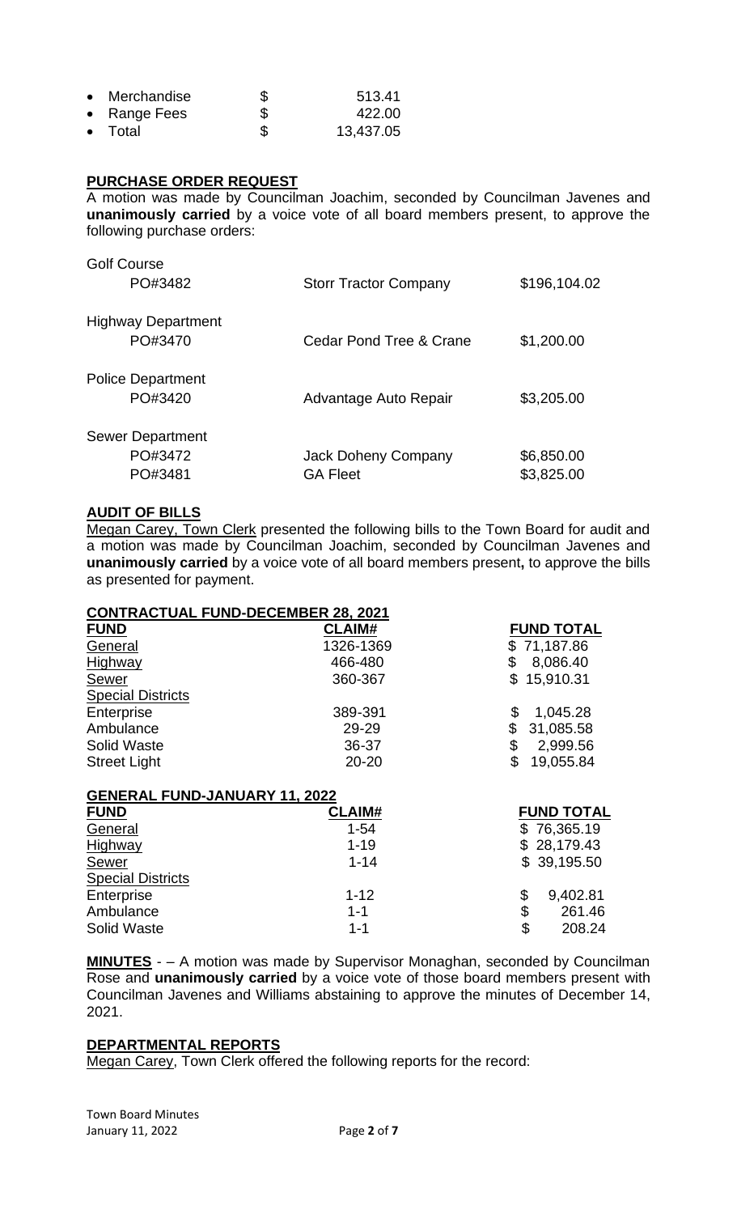- Merchandise $ 513.41
- Range Fees $ 422.00
- Total $ 13,437.05

**PURCHASE ORDER REQUEST**

A motion was made by Councilman Joachim, seconded by Councilman Javenes and **unanimously carried** by a voice vote of all board members present, to approve the following purchase orders:

| | | |
|---|---|---|
| Golf Course | | |
| PO#3482 | Storr Tractor Company | $196,104.02 |
| Highway Department | | |
| PO#3470 | Cedar Pond Tree & Crane | $1,200.00 |
| Police Department | | |
| PO#3420 | Advantage Auto Repair | $3,205.00 |
| Sewer Department | | |
| PO#3472 | Jack Doheny Company | $6,850.00 |
| PO#3481 | GA Fleet | $3,825.00 |

**AUDIT OF BILLS**

Megan Carey, Town Clerk presented the following bills to the Town Board for audit and a motion was made by Councilman Joachim, seconded by Councilman Javenes and **unanimously carried** by a voice vote of all board members present**,** to approve the bills as presented for payment.

**CONTRACTUAL FUND-DECEMBER 28, 2021**

| FUND | CLAIM# | FUND TOTAL |
|---|---|---|
| General | 1326-1369 | $ 71,187.86 |
| Highway | 466-480 | $ 8,086.40 |
| Sewer | 360-367 | $ 15,910.31 |
| Special Districts | | |
| Enterprise | 389-391 | $ 1,045.28 |
| Ambulance | 29-29 | $ 31,085.58 |
| Solid Waste | 36-37 | $ 2,999.56 |
| Street Light | 20-20 | $ 19,055.84 |

**GENERAL FUND-JANUARY 11, 2022**

| FUND | CLAIM# | FUND TOTAL |
|---|---|---|
| General | 1-54 | $ 76,365.19 |
| Highway | 1-19 | $ 28,179.43 |
| Sewer | 1-14 | $ 39,195.50 |
| Special Districts | | |
| Enterprise | 1-12 | $ 9,402.81 |
| Ambulance | 1-1 | $ 261.46 |
| Solid Waste | 1-1 | $ 208.24 |

**MINUTES** - – A motion was made by Supervisor Monaghan, seconded by Councilman Rose and **unanimously carried** by a voice vote of those board members present with Councilman Javenes and Williams abstaining to approve the minutes of December 14, 2021.

**DEPARTMENTAL REPORTS**

Megan Carey, Town Clerk offered the following reports for the record: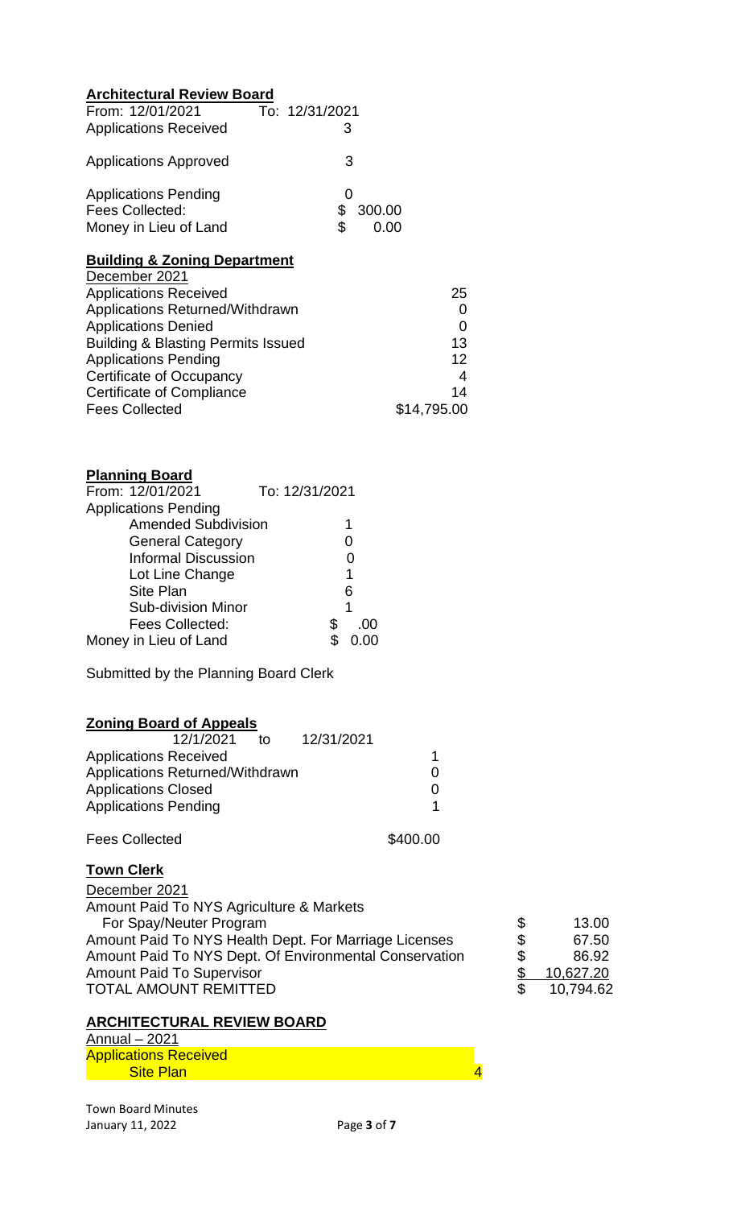**Architectural Review Board**

| From: 12/01/2021 | To: 12/31/2021 |
|---|---|
| Applications Received | 3 |
| Applications Approved | 3 |
| Applications Pending | 0 |
| Fees Collected: | $ 300.00 |
| Money in Lieu of Land | $ 0.00 |

**Building & Zoning Department**

December 2021

| | |
|---|---|
| Applications Received | 25 |
| Applications Returned/Withdrawn | 0 |
| Applications Denied | 0 |
| Building & Blasting Permits Issued | 13 |
| Applications Pending | 12 |
| Certificate of Occupancy | 4 |
| Certificate of Compliance | 14 |
| Fees Collected | $14,795.00 |

**Planning Board**

| From: 12/01/2021 | To: 12/31/2021 |
|---|---|
| Applications Pending | |
| Amended Subdivision | 1 |
| General Category | 0 |
| Informal Discussion | 0 |
| Lot Line Change | 1 |
| Site Plan | 6 |
| Sub-division Minor | 1 |
| Fees Collected: | $ .00 |
| Money in Lieu of Land | $ 0.00 |

Submitted by the Planning Board Clerk

**Zoning Board of Appeals**

12/1/2021 to 12/31/2021

| | |
|---|---|
| Applications Received | 1 |
| Applications Returned/Withdrawn | 0 |
| Applications Closed | 0 |
| Applications Pending | 1 |
| Fees Collected | $400.00 |

**Town Clerk**

December 2021

| | |
|---|---|
| Amount Paid To NYS Agriculture & Markets For Spay/Neuter Program | $ 13.00 |
| Amount Paid To NYS Health Dept. For Marriage Licenses | $ 67.50 |
| Amount Paid To NYS Dept. Of Environmental Conservation | $ 86.92 |
| Amount Paid To Supervisor | $ 10,627.20 |
| TOTAL AMOUNT REMITTED | $ 10,794.62 |

**ARCHITECTURAL REVIEW BOARD**

Annual – 2021

| | |
|---|---|
| Applications Received | |
| Site Plan | 4 |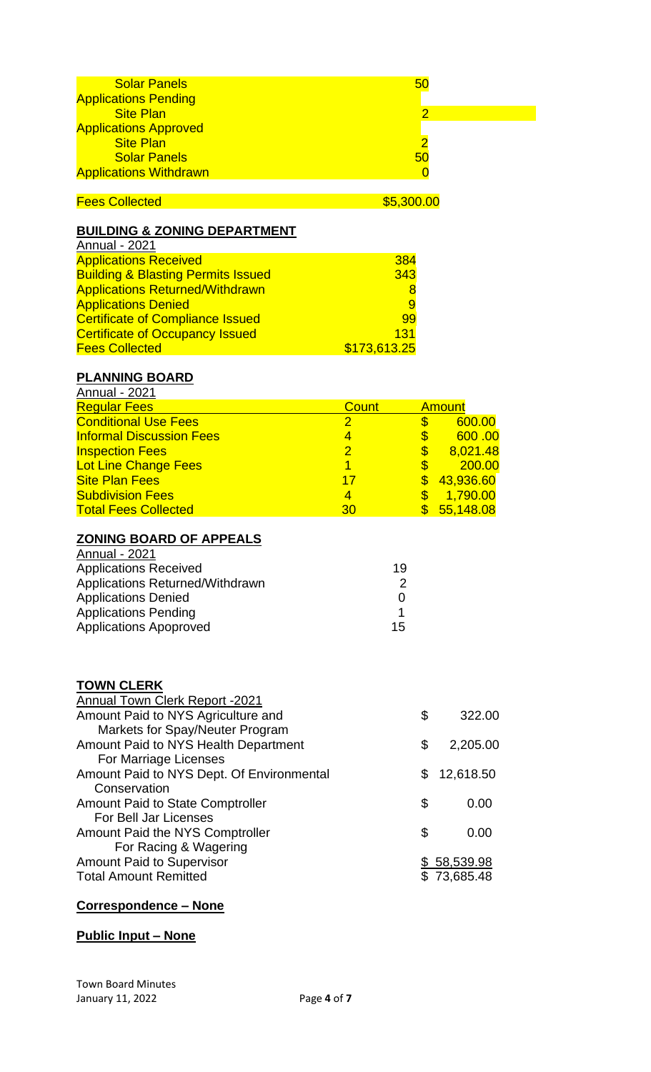| | |
|---|---|
| Solar Panels | 50 |
| Applications Pending | |
| Site Plan | 2 |
| Applications Approved | |
| Site Plan | 2 |
| Solar Panels | 50 |
| Applications Withdrawn | 0 |
| | |
| Fees Collected | $5,300.00 |

**BUILDING & ZONING DEPARTMENT**

Annual - 2021

| | |
|---|---|
| Applications Received | 384 |
| Building & Blasting Permits Issued | 343 |
| Applications Returned/Withdrawn | 8 |
| Applications Denied | 9 |
| Certificate of Compliance Issued | 99 |
| Certificate of Occupancy Issued | 131 |
| Fees Collected | $173,613.25 |

**PLANNING BOARD**

Annual - 2021

| Regular Fees | Count | Amount |
|---|---|---|
| Conditional Use Fees | 2 | $ 600.00 |
| Informal Discussion Fees | 4 | $ 600 .00 |
| Inspection Fees | 2 | $ 8,021.48 |
| Lot Line Change Fees | 1 | $ 200.00 |
| Site Plan Fees | 17 | $ 43,936.60 |
| Subdivision Fees | 4 | $ 1,790.00 |
| Total Fees Collected | 30 | $ 55,148.08 |

**ZONING BOARD OF APPEALS**

Annual - 2021

| | |
|---|---|
| Applications Received | 19 |
| Applications Returned/Withdrawn | 2 |
| Applications Denied | 0 |
| Applications Pending | 1 |
| Applications Apoproved | 15 |

**TOWN CLERK**

Annual Town Clerk Report -2021

| | |
|---|---|
| Amount Paid to NYS Agriculture and Markets for Spay/Neuter Program | $ 322.00 |
| Amount Paid to NYS Health Department For Marriage Licenses | $ 2,205.00 |
| Amount Paid to NYS Dept. Of Environmental Conservation | $ 12,618.50 |
| Amount Paid to State Comptroller For Bell Jar Licenses | $ 0.00 |
| Amount Paid the NYS Comptroller For Racing & Wagering | $ 0.00 |
| Amount Paid to Supervisor | $ 58,539.98 |
| Total Amount Remitted | $ 73,685.48 |

**Correspondence – None**

**Public Input – None**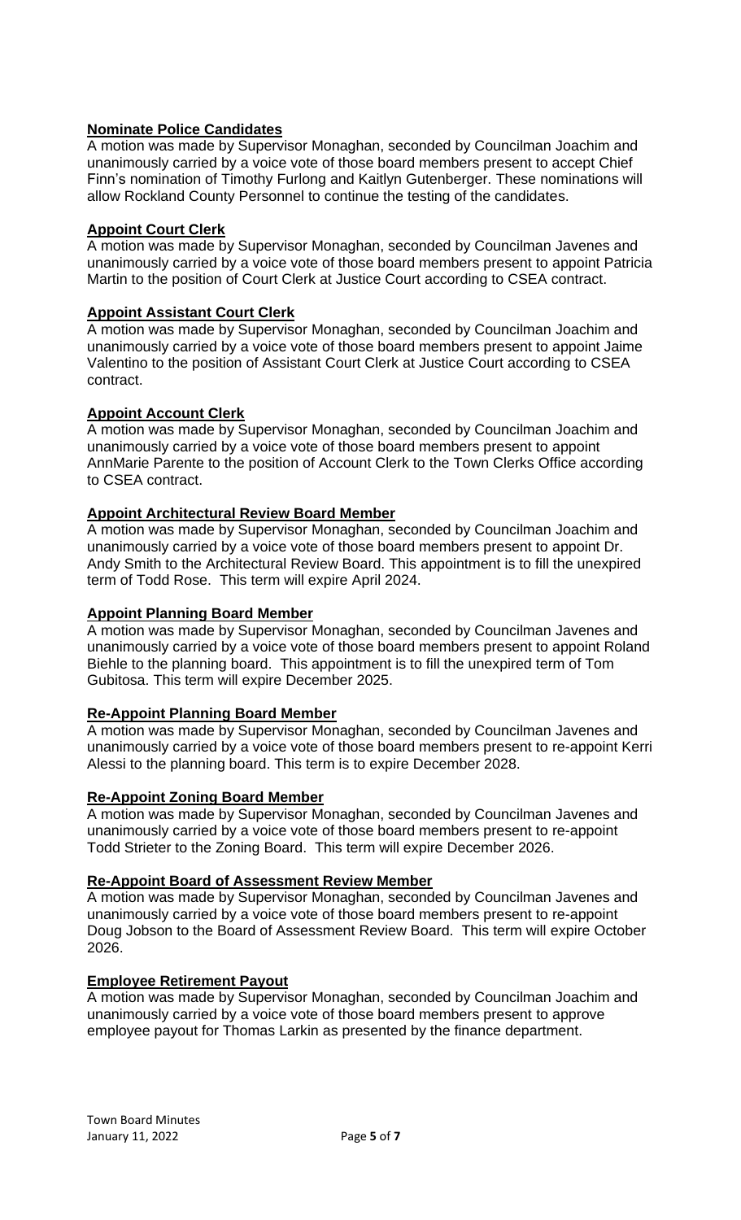**Nominate Police Candidates**

A motion was made by Supervisor Monaghan, seconded by Councilman Joachim and unanimously carried by a voice vote of those board members present to accept Chief Finn's nomination of Timothy Furlong and Kaitlyn Gutenberger. These nominations will allow Rockland County Personnel to continue the testing of the candidates.

**Appoint Court Clerk**

A motion was made by Supervisor Monaghan, seconded by Councilman Javenes and unanimously carried by a voice vote of those board members present to appoint Patricia Martin to the position of Court Clerk at Justice Court according to CSEA contract.

**Appoint Assistant Court Clerk**

A motion was made by Supervisor Monaghan, seconded by Councilman Joachim and unanimously carried by a voice vote of those board members present to appoint Jaime Valentino to the position of Assistant Court Clerk at Justice Court according to CSEA contract.

**Appoint Account Clerk**

A motion was made by Supervisor Monaghan, seconded by Councilman Joachim and unanimously carried by a voice vote of those board members present to appoint AnnMarie Parente to the position of Account Clerk to the Town Clerks Office according to CSEA contract.

**Appoint Architectural Review Board Member**

A motion was made by Supervisor Monaghan, seconded by Councilman Joachim and unanimously carried by a voice vote of those board members present to appoint Dr. Andy Smith to the Architectural Review Board. This appointment is to fill the unexpired term of Todd Rose. This term will expire April 2024.

**Appoint Planning Board Member**

A motion was made by Supervisor Monaghan, seconded by Councilman Javenes and unanimously carried by a voice vote of those board members present to appoint Roland Biehle to the planning board. This appointment is to fill the unexpired term of Tom Gubitosa. This term will expire December 2025.

**Re-Appoint Planning Board Member**

A motion was made by Supervisor Monaghan, seconded by Councilman Javenes and unanimously carried by a voice vote of those board members present to re-appoint Kerri Alessi to the planning board. This term is to expire December 2028.

**Re-Appoint Zoning Board Member**

A motion was made by Supervisor Monaghan, seconded by Councilman Javenes and unanimously carried by a voice vote of those board members present to re-appoint Todd Strieter to the Zoning Board. This term will expire December 2026.

**Re-Appoint Board of Assessment Review Member**

A motion was made by Supervisor Monaghan, seconded by Councilman Javenes and unanimously carried by a voice vote of those board members present to re-appoint Doug Jobson to the Board of Assessment Review Board. This term will expire October 2026.

**Employee Retirement Payout**

A motion was made by Supervisor Monaghan, seconded by Councilman Joachim and unanimously carried by a voice vote of those board members present to approve employee payout for Thomas Larkin as presented by the finance department.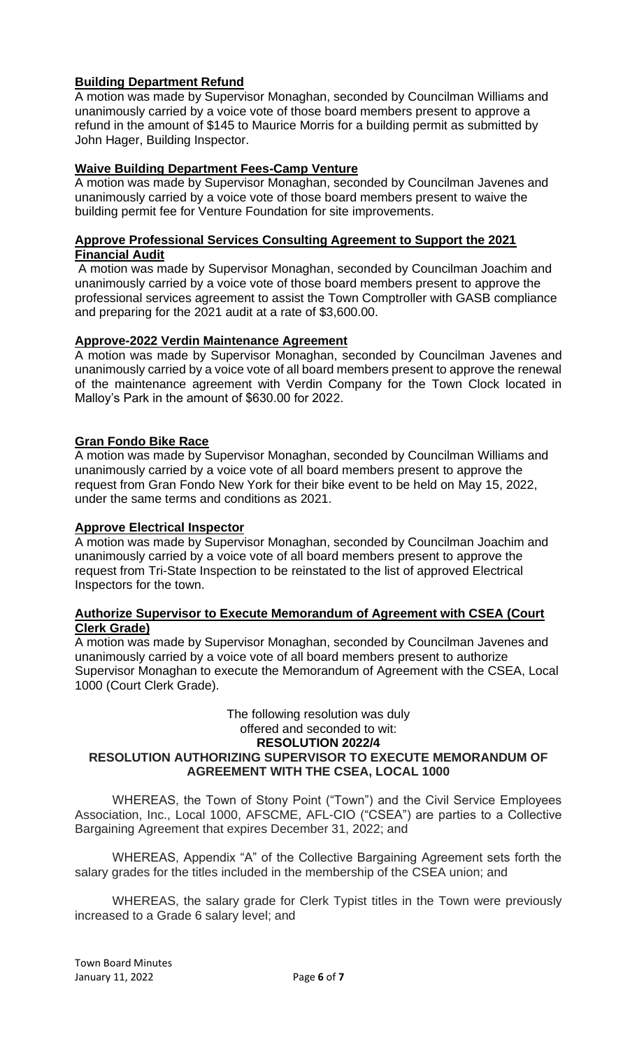**Building Department Refund**

A motion was made by Supervisor Monaghan, seconded by Councilman Williams and unanimously carried by a voice vote of those board members present to approve a refund in the amount of $145 to Maurice Morris for a building permit as submitted by John Hager, Building Inspector.

**Waive Building Department Fees-Camp Venture**

A motion was made by Supervisor Monaghan, seconded by Councilman Javenes and unanimously carried by a voice vote of those board members present to waive the building permit fee for Venture Foundation for site improvements.

**Approve Professional Services Consulting Agreement to Support the 2021 Financial Audit**

A motion was made by Supervisor Monaghan, seconded by Councilman Joachim and unanimously carried by a voice vote of those board members present to approve the professional services agreement to assist the Town Comptroller with GASB compliance and preparing for the 2021 audit at a rate of $3,600.00.

**Approve-2022 Verdin Maintenance Agreement**

A motion was made by Supervisor Monaghan, seconded by Councilman Javenes and unanimously carried by a voice vote of all board members present to approve the renewal of the maintenance agreement with Verdin Company for the Town Clock located in Malloy's Park in the amount of $630.00 for 2022.

**Gran Fondo Bike Race**

A motion was made by Supervisor Monaghan, seconded by Councilman Williams and unanimously carried by a voice vote of all board members present to approve the request from Gran Fondo New York for their bike event to be held on May 15, 2022, under the same terms and conditions as 2021.

**Approve Electrical Inspector**

A motion was made by Supervisor Monaghan, seconded by Councilman Joachim and unanimously carried by a voice vote of all board members present to approve the request from Tri-State Inspection to be reinstated to the list of approved Electrical Inspectors for the town.

**Authorize Supervisor to Execute Memorandum of Agreement with CSEA (Court Clerk Grade)**

A motion was made by Supervisor Monaghan, seconded by Councilman Javenes and unanimously carried by a voice vote of all board members present to authorize Supervisor Monaghan to execute the Memorandum of Agreement with the CSEA, Local 1000 (Court Clerk Grade).

The following resolution was duly offered and seconded to wit:

**RESOLUTION 2022/4**

**RESOLUTION AUTHORIZING SUPERVISOR TO EXECUTE MEMORANDUM OF AGREEMENT WITH THE CSEA, LOCAL 1000**

WHEREAS, the Town of Stony Point ("Town") and the Civil Service Employees Association, Inc., Local 1000, AFSCME, AFL-CIO ("CSEA") are parties to a Collective Bargaining Agreement that expires December 31, 2022; and

WHEREAS, Appendix "A" of the Collective Bargaining Agreement sets forth the salary grades for the titles included in the membership of the CSEA union; and

WHEREAS, the salary grade for Clerk Typist titles in the Town were previously increased to a Grade 6 salary level; and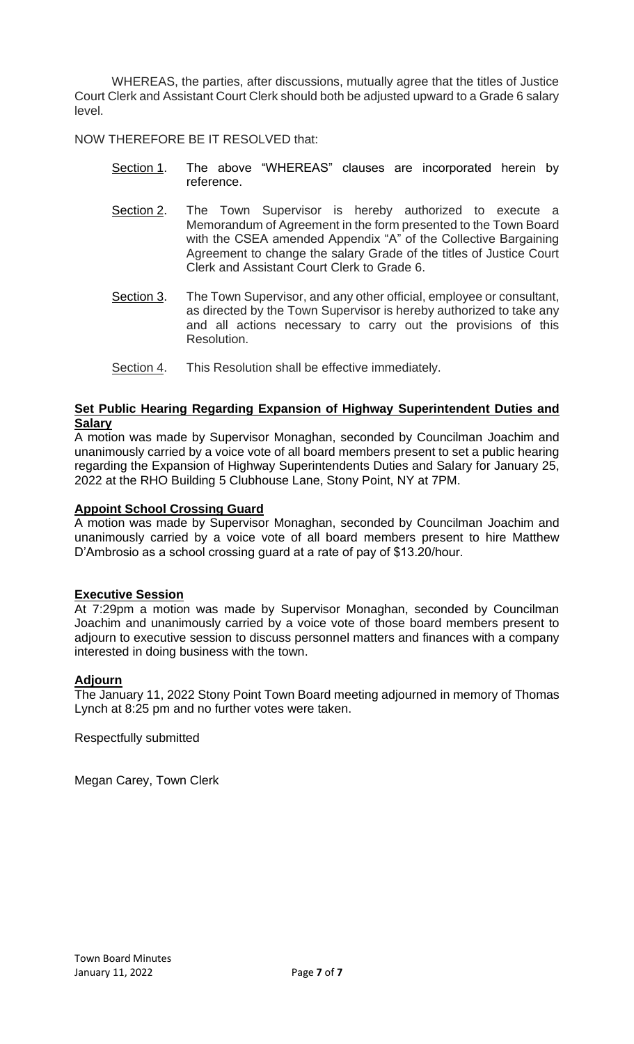WHEREAS, the parties, after discussions, mutually agree that the titles of Justice Court Clerk and Assistant Court Clerk should both be adjusted upward to a Grade 6 salary level.

NOW THEREFORE BE IT RESOLVED that:

Section 1. The above "WHEREAS" clauses are incorporated herein by reference.

Section 2. The Town Supervisor is hereby authorized to execute a Memorandum of Agreement in the form presented to the Town Board with the CSEA amended Appendix "A" of the Collective Bargaining Agreement to change the salary Grade of the titles of Justice Court Clerk and Assistant Court Clerk to Grade 6.

Section 3. The Town Supervisor, and any other official, employee or consultant, as directed by the Town Supervisor is hereby authorized to take any and all actions necessary to carry out the provisions of this Resolution.

Section 4. This Resolution shall be effective immediately.

**Set Public Hearing Regarding Expansion of Highway Superintendent Duties and Salary**

A motion was made by Supervisor Monaghan, seconded by Councilman Joachim and unanimously carried by a voice vote of all board members present to set a public hearing regarding the Expansion of Highway Superintendents Duties and Salary for January 25, 2022 at the RHO Building 5 Clubhouse Lane, Stony Point, NY at 7PM.

**Appoint School Crossing Guard**

A motion was made by Supervisor Monaghan, seconded by Councilman Joachim and unanimously carried by a voice vote of all board members present to hire Matthew D'Ambrosio as a school crossing guard at a rate of pay of $13.20/hour.

**Executive Session**

At 7:29pm a motion was made by Supervisor Monaghan, seconded by Councilman Joachim and unanimously carried by a voice vote of those board members present to adjourn to executive session to discuss personnel matters and finances with a company interested in doing business with the town.

**Adjourn**

The January 11, 2022 Stony Point Town Board meeting adjourned in memory of Thomas Lynch at 8:25 pm and no further votes were taken.

Respectfully submitted

Megan Carey, Town Clerk